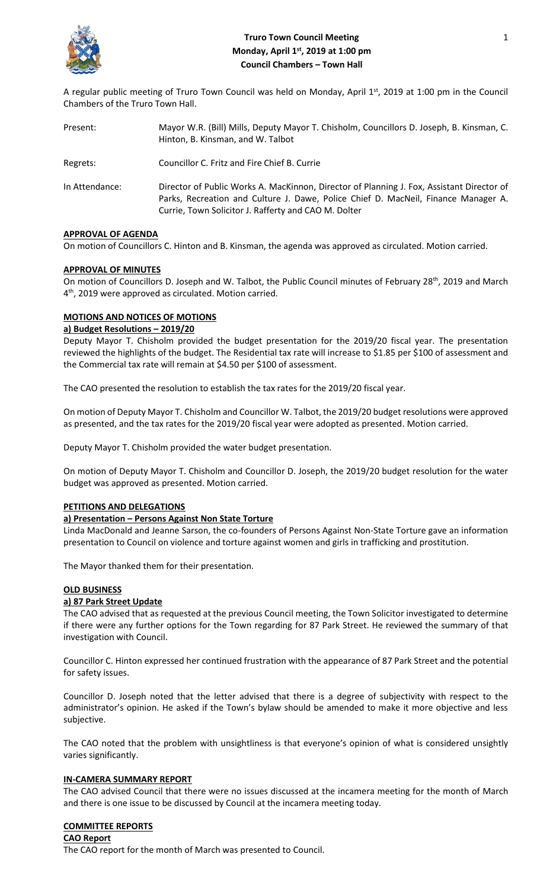# Truro Town Council Meeting
## Monday, April 1st, 2019 at 1:00 pm
## Council Chambers – Town Hall

A regular public meeting of Truro Town Council was held on Monday, April 1st, 2019 at 1:00 pm in the Council Chambers of the Truro Town Hall.

| | |
|---|---|
| Present: | Mayor W.R. (Bill) Mills, Deputy Mayor T. Chisholm, Councillors D. Joseph, B. Kinsman, C. Hinton, B. Kinsman, and W. Talbot |
| Regrets: | Councillor C. Fritz and Fire Chief B. Currie |
| In Attendance: | Director of Public Works A. MacKinnon, Director of Planning J. Fox, Assistant Director of Parks, Recreation and Culture J. Dawe, Police Chief D. MacNeil, Finance Manager A. Currie, Town Solicitor J. Rafferty and CAO M. Dolter |

**APPROVAL OF AGENDA**

On motion of Councillors C. Hinton and B. Kinsman, the agenda was approved as circulated. Motion carried.

**APPROVAL OF MINUTES**

On motion of Councillors D. Joseph and W. Talbot, the Public Council minutes of February 28th, 2019 and March 4th, 2019 were approved as circulated. Motion carried.

**MOTIONS AND NOTICES OF MOTIONS**

**a) Budget Resolutions – 2019/20**

Deputy Mayor T. Chisholm provided the budget presentation for the 2019/20 fiscal year. The presentation reviewed the highlights of the budget. The Residential tax rate will increase to $1.85 per $100 of assessment and the Commercial tax rate will remain at $4.50 per $100 of assessment.

The CAO presented the resolution to establish the tax rates for the 2019/20 fiscal year.

On motion of Deputy Mayor T. Chisholm and Councillor W. Talbot, the 2019/20 budget resolutions were approved as presented, and the tax rates for the 2019/20 fiscal year were adopted as presented. Motion carried.

Deputy Mayor T. Chisholm provided the water budget presentation.

On motion of Deputy Mayor T. Chisholm and Councillor D. Joseph, the 2019/20 budget resolution for the water budget was approved as presented. Motion carried.

**PETITIONS AND DELEGATIONS**

**a) Presentation – Persons Against Non State Torture**

Linda MacDonald and Jeanne Sarson, the co-founders of Persons Against Non-State Torture gave an information presentation to Council on violence and torture against women and girls in trafficking and prostitution.

The Mayor thanked them for their presentation.

**OLD BUSINESS**

**a) 87 Park Street Update**

The CAO advised that as requested at the previous Council meeting, the Town Solicitor investigated to determine if there were any further options for the Town regarding for 87 Park Street. He reviewed the summary of that investigation with Council.

Councillor C. Hinton expressed her continued frustration with the appearance of 87 Park Street and the potential for safety issues.

Councillor D. Joseph noted that the letter advised that there is a degree of subjectivity with respect to the administrator's opinion. He asked if the Town's bylaw should be amended to make it more objective and less subjective.

The CAO noted that the problem with unsightliness is that everyone's opinion of what is considered unsightly varies significantly.

**IN-CAMERA SUMMARY REPORT**

The CAO advised Council that there were no issues discussed at the incamera meeting for the month of March and there is one issue to be discussed by Council at the incamera meeting today.

**COMMITTEE REPORTS**

**CAO Report**

The CAO report for the month of March was presented to Council.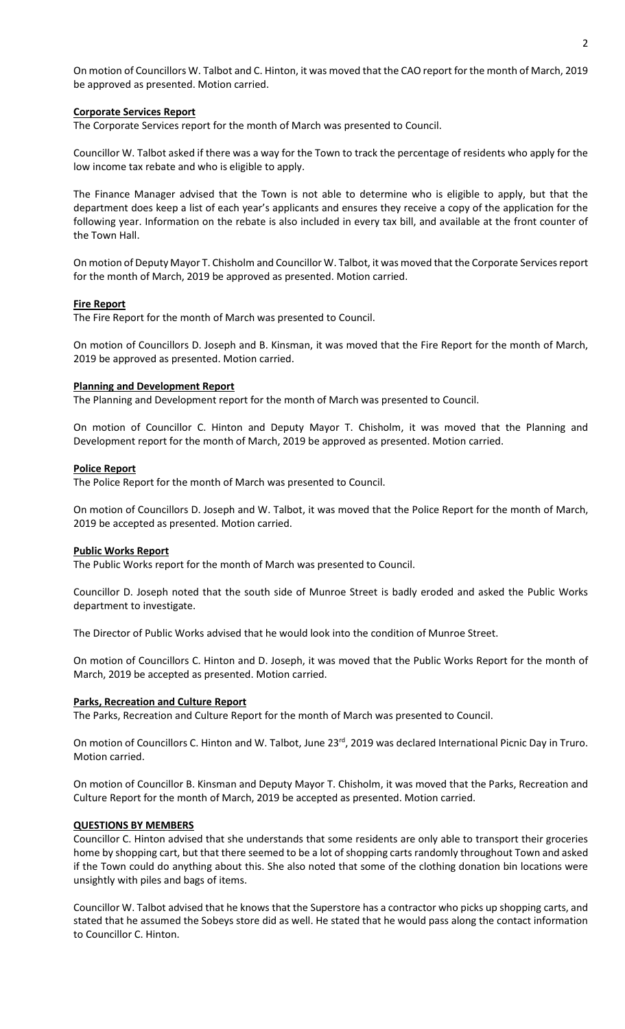On motion of Councillors W. Talbot and C. Hinton, it was moved that the CAO report for the month of March, 2019 be approved as presented. Motion carried.

**Corporate Services Report**

The Corporate Services report for the month of March was presented to Council.

Councillor W. Talbot asked if there was a way for the Town to track the percentage of residents who apply for the low income tax rebate and who is eligible to apply.

The Finance Manager advised that the Town is not able to determine who is eligible to apply, but that the department does keep a list of each year's applicants and ensures they receive a copy of the application for the following year. Information on the rebate is also included in every tax bill, and available at the front counter of the Town Hall.

On motion of Deputy Mayor T. Chisholm and Councillor W. Talbot, it was moved that the Corporate Services report for the month of March, 2019 be approved as presented. Motion carried.

**Fire Report**

The Fire Report for the month of March was presented to Council.

On motion of Councillors D. Joseph and B. Kinsman, it was moved that the Fire Report for the month of March, 2019 be approved as presented. Motion carried.

**Planning and Development Report**

The Planning and Development report for the month of March was presented to Council.

On motion of Councillor C. Hinton and Deputy Mayor T. Chisholm, it was moved that the Planning and Development report for the month of March, 2019 be approved as presented. Motion carried.

**Police Report**

The Police Report for the month of March was presented to Council.

On motion of Councillors D. Joseph and W. Talbot, it was moved that the Police Report for the month of March, 2019 be accepted as presented. Motion carried.

**Public Works Report**

The Public Works report for the month of March was presented to Council.

Councillor D. Joseph noted that the south side of Munroe Street is badly eroded and asked the Public Works department to investigate.

The Director of Public Works advised that he would look into the condition of Munroe Street.

On motion of Councillors C. Hinton and D. Joseph, it was moved that the Public Works Report for the month of March, 2019 be accepted as presented. Motion carried.

**Parks, Recreation and Culture Report**

The Parks, Recreation and Culture Report for the month of March was presented to Council.

On motion of Councillors C. Hinton and W. Talbot, June 23rd, 2019 was declared International Picnic Day in Truro. Motion carried.

On motion of Councillor B. Kinsman and Deputy Mayor T. Chisholm, it was moved that the Parks, Recreation and Culture Report for the month of March, 2019 be accepted as presented. Motion carried.

**QUESTIONS BY MEMBERS**

Councillor C. Hinton advised that she understands that some residents are only able to transport their groceries home by shopping cart, but that there seemed to be a lot of shopping carts randomly throughout Town and asked if the Town could do anything about this. She also noted that some of the clothing donation bin locations were unsightly with piles and bags of items.

Councillor W. Talbot advised that he knows that the Superstore has a contractor who picks up shopping carts, and stated that he assumed the Sobeys store did as well. He stated that he would pass along the contact information to Councillor C. Hinton.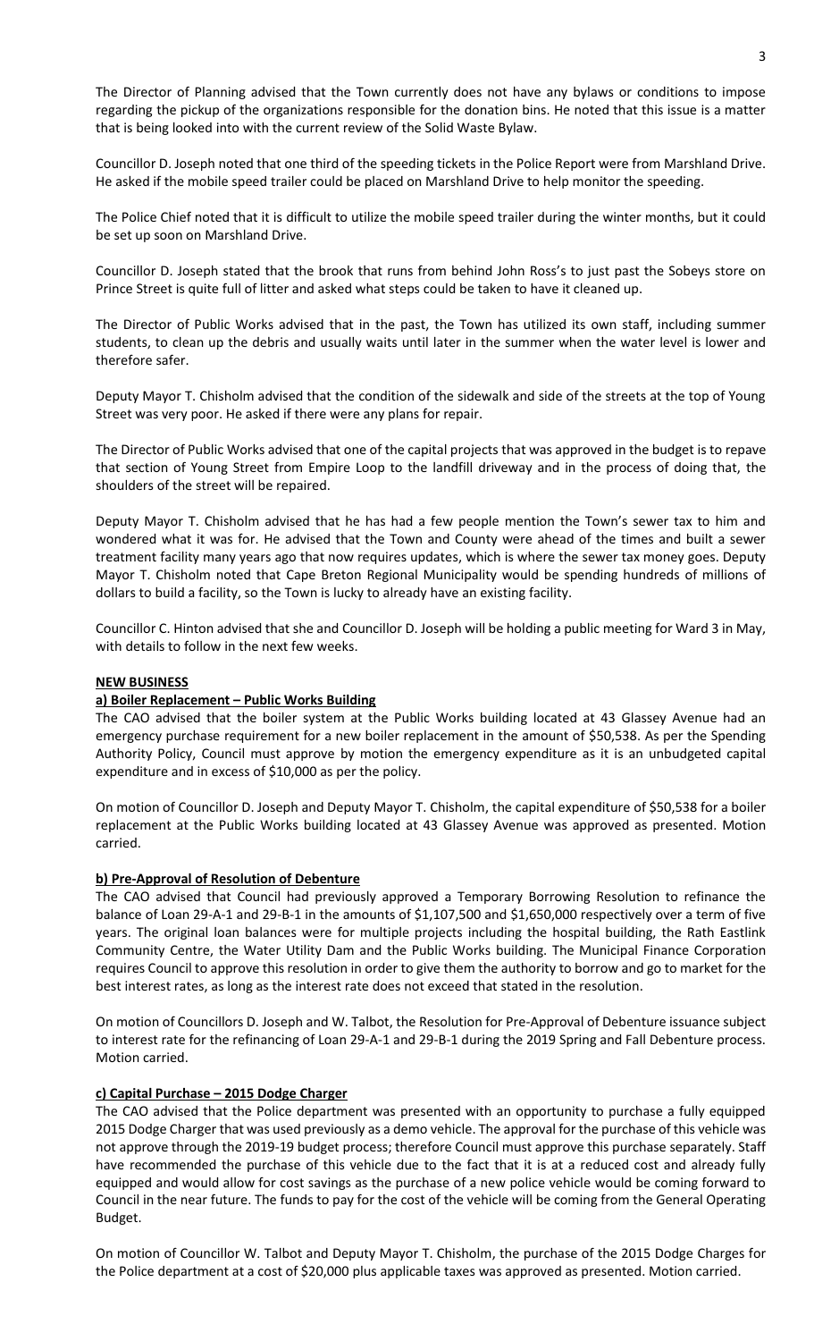The Director of Planning advised that the Town currently does not have any bylaws or conditions to impose regarding the pickup of the organizations responsible for the donation bins. He noted that this issue is a matter that is being looked into with the current review of the Solid Waste Bylaw.

Councillor D. Joseph noted that one third of the speeding tickets in the Police Report were from Marshland Drive. He asked if the mobile speed trailer could be placed on Marshland Drive to help monitor the speeding.

The Police Chief noted that it is difficult to utilize the mobile speed trailer during the winter months, but it could be set up soon on Marshland Drive.

Councillor D. Joseph stated that the brook that runs from behind John Ross's to just past the Sobeys store on Prince Street is quite full of litter and asked what steps could be taken to have it cleaned up.

The Director of Public Works advised that in the past, the Town has utilized its own staff, including summer students, to clean up the debris and usually waits until later in the summer when the water level is lower and therefore safer.

Deputy Mayor T. Chisholm advised that the condition of the sidewalk and side of the streets at the top of Young Street was very poor. He asked if there were any plans for repair.

The Director of Public Works advised that one of the capital projects that was approved in the budget is to repave that section of Young Street from Empire Loop to the landfill driveway and in the process of doing that, the shoulders of the street will be repaired.

Deputy Mayor T. Chisholm advised that he has had a few people mention the Town's sewer tax to him and wondered what it was for. He advised that the Town and County were ahead of the times and built a sewer treatment facility many years ago that now requires updates, which is where the sewer tax money goes. Deputy Mayor T. Chisholm noted that Cape Breton Regional Municipality would be spending hundreds of millions of dollars to build a facility, so the Town is lucky to already have an existing facility.

Councillor C. Hinton advised that she and Councillor D. Joseph will be holding a public meeting for Ward 3 in May, with details to follow in the next few weeks.

**NEW BUSINESS**

**a) Boiler Replacement – Public Works Building**

The CAO advised that the boiler system at the Public Works building located at 43 Glassey Avenue had an emergency purchase requirement for a new boiler replacement in the amount of $50,538. As per the Spending Authority Policy, Council must approve by motion the emergency expenditure as it is an unbudgeted capital expenditure and in excess of $10,000 as per the policy.

On motion of Councillor D. Joseph and Deputy Mayor T. Chisholm, the capital expenditure of $50,538 for a boiler replacement at the Public Works building located at 43 Glassey Avenue was approved as presented. Motion carried.

**b) Pre-Approval of Resolution of Debenture**

The CAO advised that Council had previously approved a Temporary Borrowing Resolution to refinance the balance of Loan 29-A-1 and 29-B-1 in the amounts of $1,107,500 and $1,650,000 respectively over a term of five years. The original loan balances were for multiple projects including the hospital building, the Rath Eastlink Community Centre, the Water Utility Dam and the Public Works building. The Municipal Finance Corporation requires Council to approve this resolution in order to give them the authority to borrow and go to market for the best interest rates, as long as the interest rate does not exceed that stated in the resolution.

On motion of Councillors D. Joseph and W. Talbot, the Resolution for Pre-Approval of Debenture issuance subject to interest rate for the refinancing of Loan 29-A-1 and 29-B-1 during the 2019 Spring and Fall Debenture process. Motion carried.

**c) Capital Purchase – 2015 Dodge Charger**

The CAO advised that the Police department was presented with an opportunity to purchase a fully equipped 2015 Dodge Charger that was used previously as a demo vehicle. The approval for the purchase of this vehicle was not approve through the 2019-19 budget process; therefore Council must approve this purchase separately. Staff have recommended the purchase of this vehicle due to the fact that it is at a reduced cost and already fully equipped and would allow for cost savings as the purchase of a new police vehicle would be coming forward to Council in the near future. The funds to pay for the cost of the vehicle will be coming from the General Operating Budget.

On motion of Councillor W. Talbot and Deputy Mayor T. Chisholm, the purchase of the 2015 Dodge Charges for the Police department at a cost of $20,000 plus applicable taxes was approved as presented. Motion carried.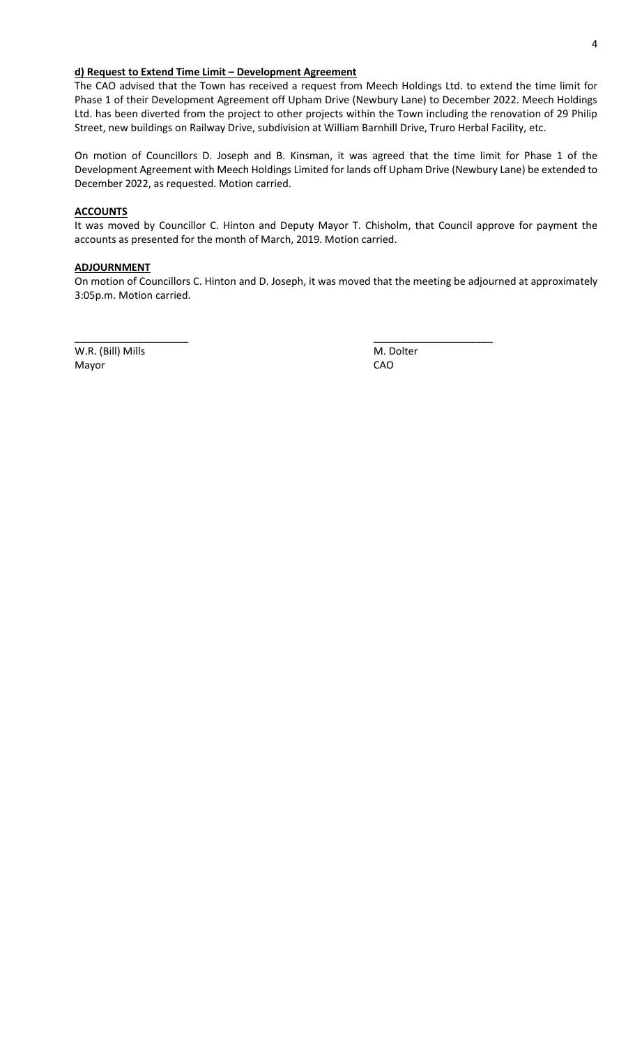**d) Request to Extend Time Limit – Development Agreement**

The CAO advised that the Town has received a request from Meech Holdings Ltd. to extend the time limit for Phase 1 of their Development Agreement off Upham Drive (Newbury Lane) to December 2022. Meech Holdings Ltd. has been diverted from the project to other projects within the Town including the renovation of 29 Philip Street, new buildings on Railway Drive, subdivision at William Barnhill Drive, Truro Herbal Facility, etc.

On motion of Councillors D. Joseph and B. Kinsman, it was agreed that the time limit for Phase 1 of the Development Agreement with Meech Holdings Limited for lands off Upham Drive (Newbury Lane) be extended to December 2022, as requested. Motion carried.

**ACCOUNTS**

It was moved by Councillor C. Hinton and Deputy Mayor T. Chisholm, that Council approve for payment the accounts as presented for the month of March, 2019. Motion carried.

**ADJOURNMENT**

On motion of Councillors C. Hinton and D. Joseph, it was moved that the meeting be adjourned at approximately 3:05p.m. Motion carried.

\_\_\_\_\_\_\_\_\_\_\_\_\_\_\_\_\_\_\_\_ \_\_\_\_\_\_\_\_\_\_\_\_\_\_\_\_\_\_\_\_

W.R. (Bill) Mills M. Dolter
Mayor CAO